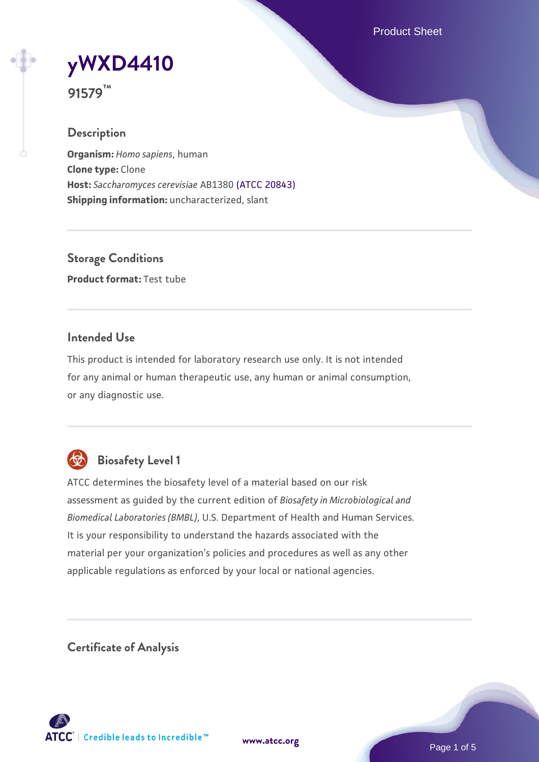# yWXD4410

**91579™**

## Description

**Organism:** *Homo sapiens*, human
**Clone type:** Clone
**Host:** *Saccharomyces cerevisiae* AB1380 (ATCC 20843)
**Shipping information:** uncharacterized, slant

## Storage Conditions

**Product format:** Test tube

## Intended Use

This product is intended for laboratory research use only. It is not intended for any animal or human therapeutic use, any human or animal consumption, or any diagnostic use.

## Biosafety Level 1

ATCC determines the biosafety level of a material based on our risk assessment as guided by the current edition of *Biosafety in Microbiological and Biomedical Laboratories (BMBL)*, U.S. Department of Health and Human Services. It is your responsibility to understand the hazards associated with the material per your organization's policies and procedures as well as any other applicable regulations as enforced by your local or national agencies.

## Certificate of Analysis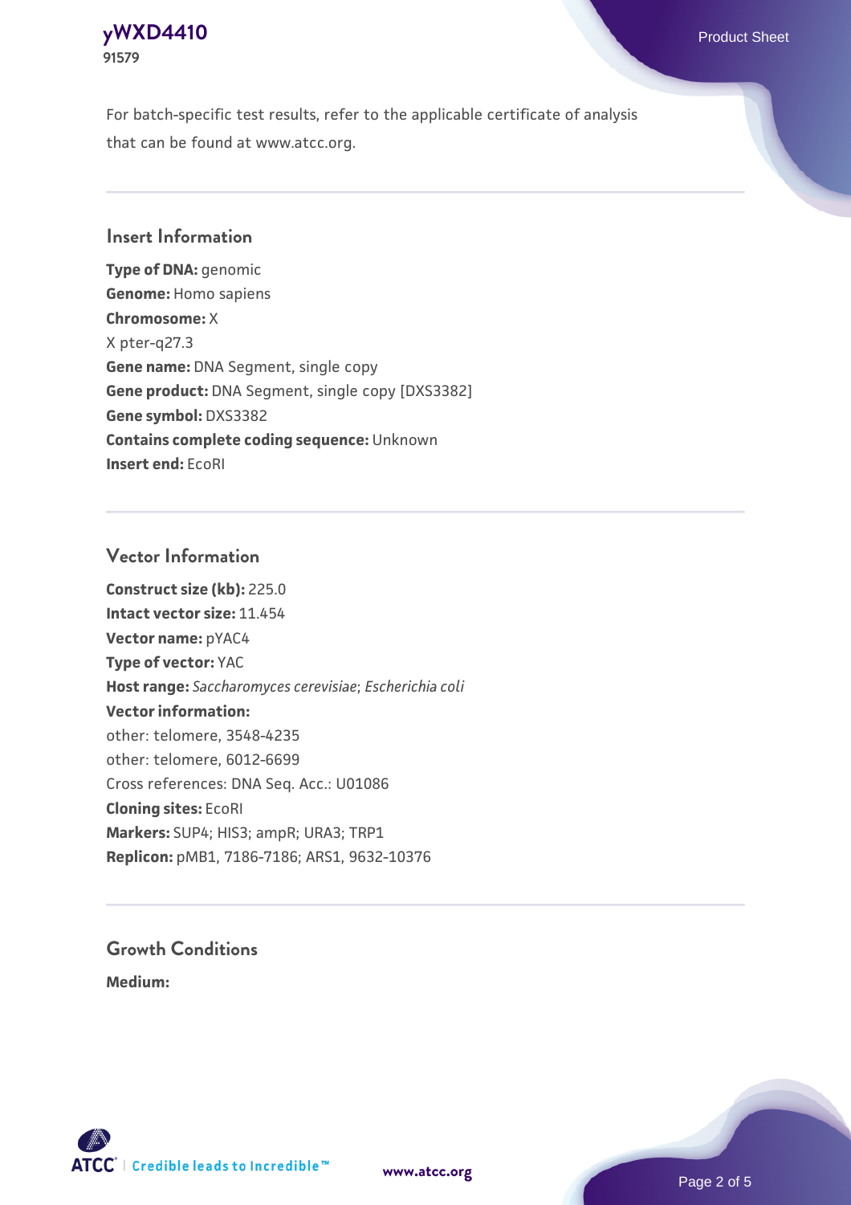For batch-specific test results, refer to the applicable certificate of analysis that can be found at www.atcc.org.

## Insert Information

**Type of DNA:** genomic
**Genome:** Homo sapiens
**Chromosome:** X
X pter-q27.3
**Gene name:** DNA Segment, single copy
**Gene product:** DNA Segment, single copy [DXS3382]
**Gene symbol:** DXS3382
**Contains complete coding sequence:** Unknown
**Insert end:** EcoRI

## Vector Information

**Construct size (kb):** 225.0
**Intact vector size:** 11.454
**Vector name:** pYAC4
**Type of vector:** YAC
**Host range:** *Saccharomyces cerevisiae*; *Escherichia coli*
**Vector information:**
other: telomere, 3548-4235
other: telomere, 6012-6699
Cross references: DNA Seq. Acc.: U01086
**Cloning sites:** EcoRI
**Markers:** SUP4; HIS3; ampR; URA3; TRP1
**Replicon:** pMB1, 7186-7186; ARS1, 9632-10376

## Growth Conditions

**Medium:**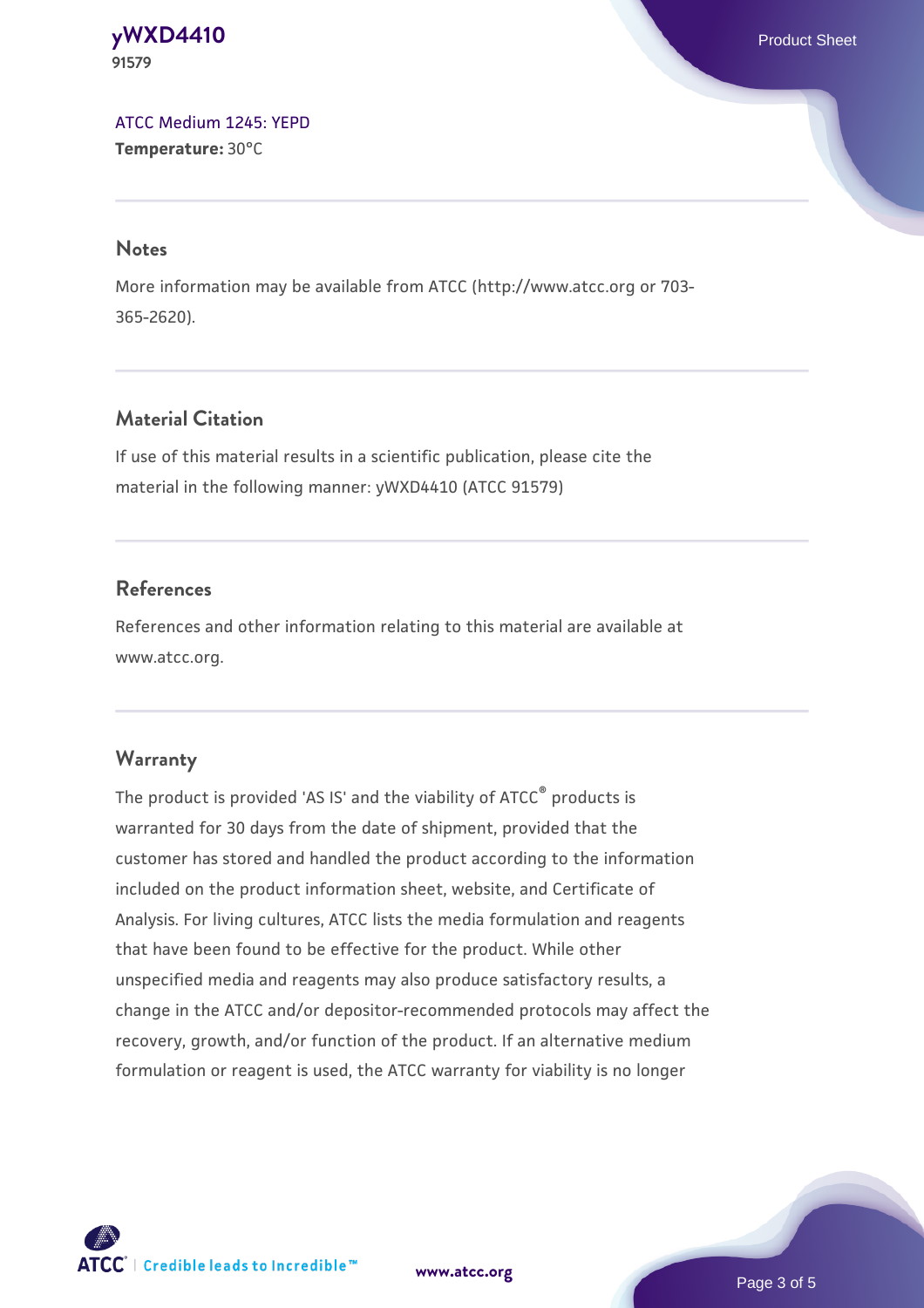[ATCC Medium 1245: YEPD](#)
**Temperature:** 30°C

## Notes

More information may be available from ATCC (http://www.atcc.org or 703-365-2620).

## Material Citation

If use of this material results in a scientific publication, please cite the material in the following manner: yWXD4410 (ATCC 91579)

## References

References and other information relating to this material are available at www.atcc.org.

## Warranty

The product is provided 'AS IS' and the viability of ATCC® products is warranted for 30 days from the date of shipment, provided that the customer has stored and handled the product according to the information included on the product information sheet, website, and Certificate of Analysis. For living cultures, ATCC lists the media formulation and reagents that have been found to be effective for the product. While other unspecified media and reagents may also produce satisfactory results, a change in the ATCC and/or depositor-recommended protocols may affect the recovery, growth, and/or function of the product. If an alternative medium formulation or reagent is used, the ATCC warranty for viability is no longer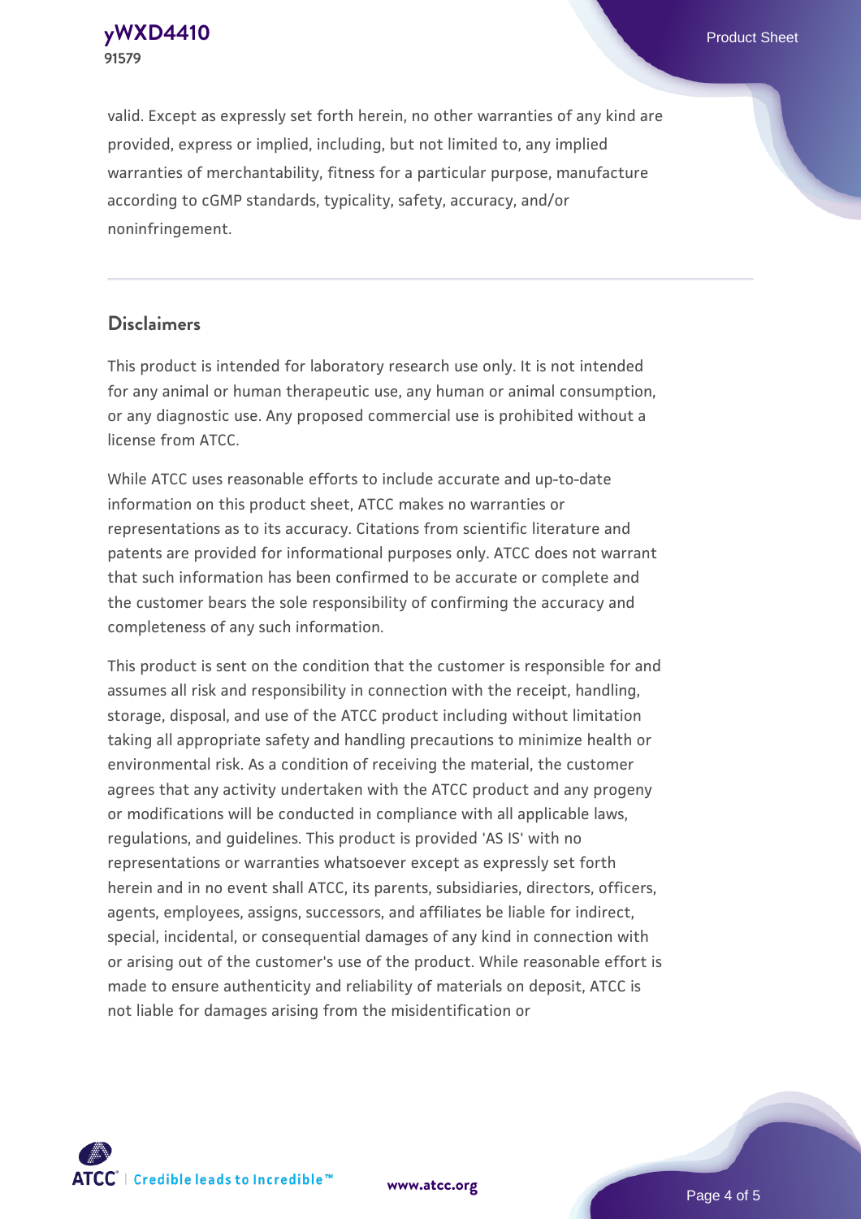valid. Except as expressly set forth herein, no other warranties of any kind are provided, express or implied, including, but not limited to, any implied warranties of merchantability, fitness for a particular purpose, manufacture according to cGMP standards, typicality, safety, accuracy, and/or noninfringement.

## Disclaimers

This product is intended for laboratory research use only. It is not intended for any animal or human therapeutic use, any human or animal consumption, or any diagnostic use. Any proposed commercial use is prohibited without a license from ATCC.

While ATCC uses reasonable efforts to include accurate and up-to-date information on this product sheet, ATCC makes no warranties or representations as to its accuracy. Citations from scientific literature and patents are provided for informational purposes only. ATCC does not warrant that such information has been confirmed to be accurate or complete and the customer bears the sole responsibility of confirming the accuracy and completeness of any such information.

This product is sent on the condition that the customer is responsible for and assumes all risk and responsibility in connection with the receipt, handling, storage, disposal, and use of the ATCC product including without limitation taking all appropriate safety and handling precautions to minimize health or environmental risk. As a condition of receiving the material, the customer agrees that any activity undertaken with the ATCC product and any progeny or modifications will be conducted in compliance with all applicable laws, regulations, and guidelines. This product is provided 'AS IS' with no representations or warranties whatsoever except as expressly set forth herein and in no event shall ATCC, its parents, subsidiaries, directors, officers, agents, employees, assigns, successors, and affiliates be liable for indirect, special, incidental, or consequential damages of any kind in connection with or arising out of the customer's use of the product. While reasonable effort is made to ensure authenticity and reliability of materials on deposit, ATCC is not liable for damages arising from the misidentification or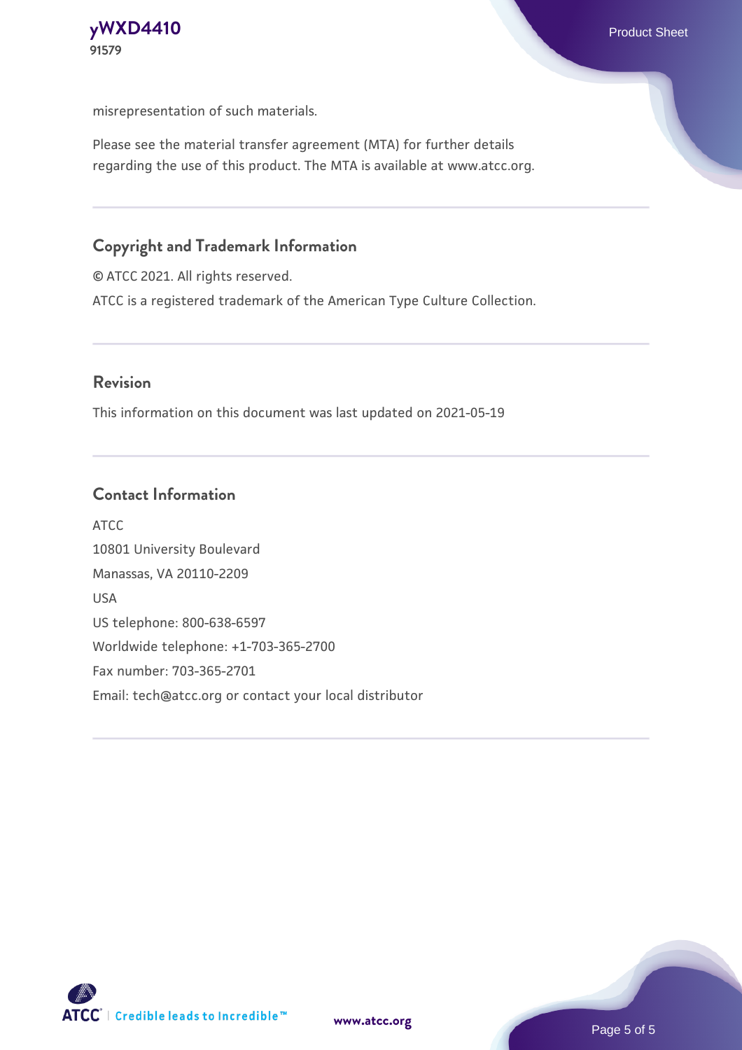misrepresentation of such materials.

Please see the material transfer agreement (MTA) for further details regarding the use of this product. The MTA is available at www.atcc.org.

## Copyright and Trademark Information

© ATCC 2021. All rights reserved.

ATCC is a registered trademark of the American Type Culture Collection.

## Revision

This information on this document was last updated on 2021-05-19

## Contact Information

ATCC
10801 University Boulevard
Manassas, VA 20110-2209
USA
US telephone: 800-638-6597
Worldwide telephone: +1-703-365-2700
Fax number: 703-365-2701
Email: tech@atcc.org or contact your local distributor